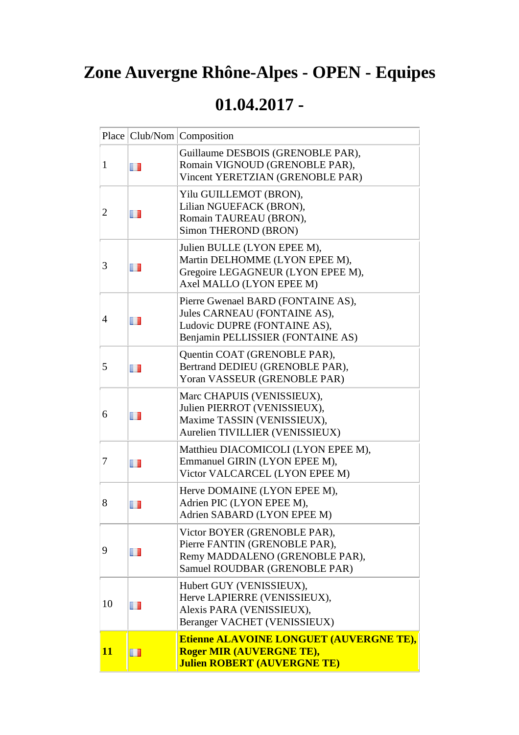# Zone Auvergne Rhône-Alpes - OPEN - Equipes

# 01.04.2017 -

| Place | Club/Nom | Composition |
|---|---|---|
| 1 | | Guillaume DESBOIS (GRENOBLE PAR), Romain VIGNOUD (GRENOBLE PAR), Vincent YERETZIAN (GRENOBLE PAR) |
| 2 | | Yilu GUILLEMOT (BRON), Lilian NGUEFACK (BRON), Romain TAUREAU (BRON), Simon THEROND (BRON) |
| 3 | | Julien BULLE (LYON EPEE M), Martin DELHOMME (LYON EPEE M), Gregoire LEGAGNEUR (LYON EPEE M), Axel MALLO (LYON EPEE M) |
| 4 | | Pierre Gwenael BARD (FONTAINE AS), Jules CARNEAU (FONTAINE AS), Ludovic DUPRE (FONTAINE AS), Benjamin PELLISSIER (FONTAINE AS) |
| 5 | | Quentin COAT (GRENOBLE PAR), Bertrand DEDIEU (GRENOBLE PAR), Yoran VASSEUR (GRENOBLE PAR) |
| 6 | | Marc CHAPUIS (VENISSIEUX), Julien PIERROT (VENISSIEUX), Maxime TASSIN (VENISSIEUX), Aurelien TIVILLIER (VENISSIEUX) |
| 7 | | Matthieu DIACOMICOLI (LYON EPEE M), Emmanuel GIRIN (LYON EPEE M), Victor VALCARCEL (LYON EPEE M) |
| 8 | | Herve DOMAINE (LYON EPEE M), Adrien PIC (LYON EPEE M), Adrien SABARD (LYON EPEE M) |
| 9 | | Victor BOYER (GRENOBLE PAR), Pierre FANTIN (GRENOBLE PAR), Remy MADDALENO (GRENOBLE PAR), Samuel ROUDBAR (GRENOBLE PAR) |
| 10 | | Hubert GUY (VENISSIEUX), Herve LAPIERRE (VENISSIEUX), Alexis PARA (VENISSIEUX), Beranger VACHET (VENISSIEUX) |
| **11** | | **Etienne ALAVOINE LONGUET (AUVERGNE TE), Roger MIR (AUVERGNE TE), Julien ROBERT (AUVERGNE TE)** |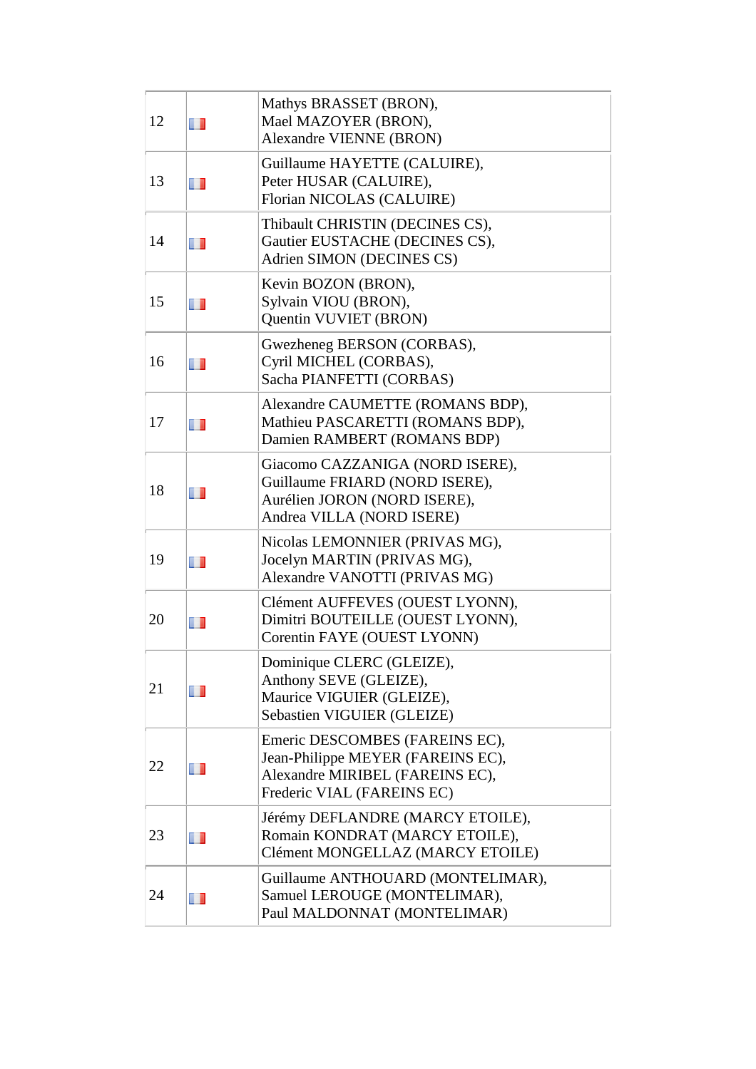| | | |
|---|---|---|
| 12 | | Mathys BRASSET (BRON),<br>Mael MAZOYER (BRON),<br>Alexandre VIENNE (BRON) |
| 13 | | Guillaume HAYETTE (CALUIRE),<br>Peter HUSAR (CALUIRE),<br>Florian NICOLAS (CALUIRE) |
| 14 | | Thibault CHRISTIN (DECINES CS),<br>Gautier EUSTACHE (DECINES CS),<br>Adrien SIMON (DECINES CS) |
| 15 | | Kevin BOZON (BRON),<br>Sylvain VIOU (BRON),<br>Quentin VUVIET (BRON) |
| 16 | | Gwezheneg BERSON (CORBAS),<br>Cyril MICHEL (CORBAS),<br>Sacha PIANFETTI (CORBAS) |
| 17 | | Alexandre CAUMETTE (ROMANS BDP),<br>Mathieu PASCARETTI (ROMANS BDP),<br>Damien RAMBERT (ROMANS BDP) |
| 18 | | Giacomo CAZZANIGA (NORD ISERE),<br>Guillaume FRIARD (NORD ISERE),<br>Aurélien JORON (NORD ISERE),<br>Andrea VILLA (NORD ISERE) |
| 19 | | Nicolas LEMONNIER (PRIVAS MG),<br>Jocelyn MARTIN (PRIVAS MG),<br>Alexandre VANOTTI (PRIVAS MG) |
| 20 | | Clément AUFFEVES (OUEST LYONN),<br>Dimitri BOUTEILLE (OUEST LYONN),<br>Corentin FAYE (OUEST LYONN) |
| 21 | | Dominique CLERC (GLEIZE),<br>Anthony SEVE (GLEIZE),<br>Maurice VIGUIER (GLEIZE),<br>Sebastien VIGUIER (GLEIZE) |
| 22 | | Emeric DESCOMBES (FAREINS EC),<br>Jean-Philippe MEYER (FAREINS EC),<br>Alexandre MIRIBEL (FAREINS EC),<br>Frederic VIAL (FAREINS EC) |
| 23 | | Jérémy DEFLANDRE (MARCY ETOILE),<br>Romain KONDRAT (MARCY ETOILE),<br>Clément MONGELLAZ (MARCY ETOILE) |
| 24 | | Guillaume ANTHOUARD (MONTELIMAR),<br>Samuel LEROUGE (MONTELIMAR),<br>Paul MALDONNAT (MONTELIMAR) |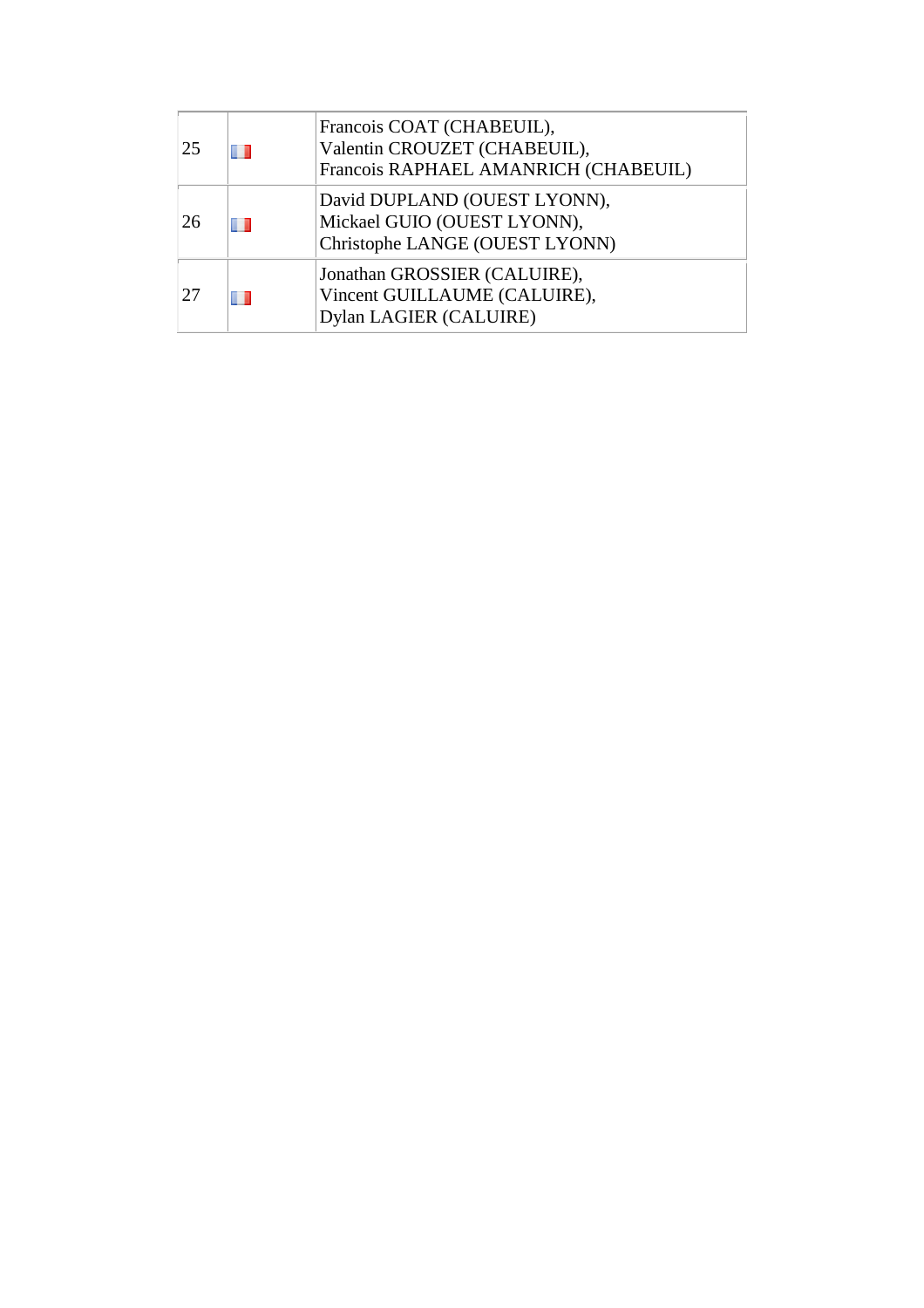| | | |
|---|---|---|
| 25 | | Francois COAT (CHABEUIL),<br>Valentin CROUZET (CHABEUIL),<br>Francois RAPHAEL AMANRICH (CHABEUIL) |
| 26 | | David DUPLAND (OUEST LYONN),<br>Mickael GUIO (OUEST LYONN),<br>Christophe LANGE (OUEST LYONN) |
| 27 | | Jonathan GROSSIER (CALUIRE),<br>Vincent GUILLAUME (CALUIRE),<br>Dylan LAGIER (CALUIRE) |